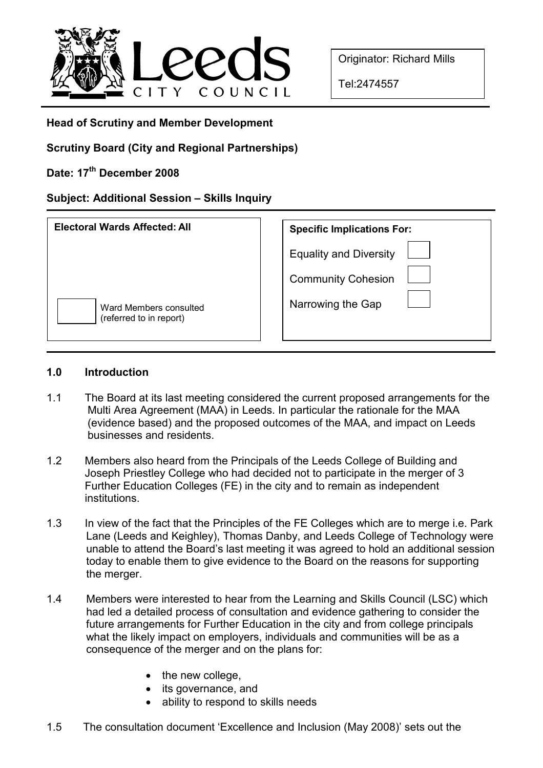Leeds CITY COUNCIL

Originator: Richard Mills

Tel:2474557

**Head of Scrutiny and Member Development**

**Scrutiny Board (City and Regional Partnerships)**

**Date: 17th December 2008**

**Subject: Additional Session – Skills Inquiry**

| **Electoral Wards Affected: All** | **Specific Implications For:** |
|---|---|
| | Equality and Diversity ☐ |
| | Community Cohesion ☐ |
| ☐ Ward Members consulted (referred to in report) | Narrowing the Gap ☐ |

## 1.0 Introduction

1.1 The Board at its last meeting considered the current proposed arrangements for the Multi Area Agreement (MAA) in Leeds. In particular the rationale for the MAA (evidence based) and the proposed outcomes of the MAA, and impact on Leeds businesses and residents.

1.2 Members also heard from the Principals of the Leeds College of Building and Joseph Priestley College who had decided not to participate in the merger of 3 Further Education Colleges (FE) in the city and to remain as independent institutions.

1.3 In view of the fact that the Principles of the FE Colleges which are to merge i.e. Park Lane (Leeds and Keighley), Thomas Danby, and Leeds College of Technology were unable to attend the Board's last meeting it was agreed to hold an additional session today to enable them to give evidence to the Board on the reasons for supporting the merger.

1.4 Members were interested to hear from the Learning and Skills Council (LSC) which had led a detailed process of consultation and evidence gathering to consider the future arrangements for Further Education in the city and from college principals what the likely impact on employers, individuals and communities will be as a consequence of the merger and on the plans for:

- the new college,
- its governance, and
- ability to respond to skills needs

1.5 The consultation document 'Excellence and Inclusion (May 2008)' sets out the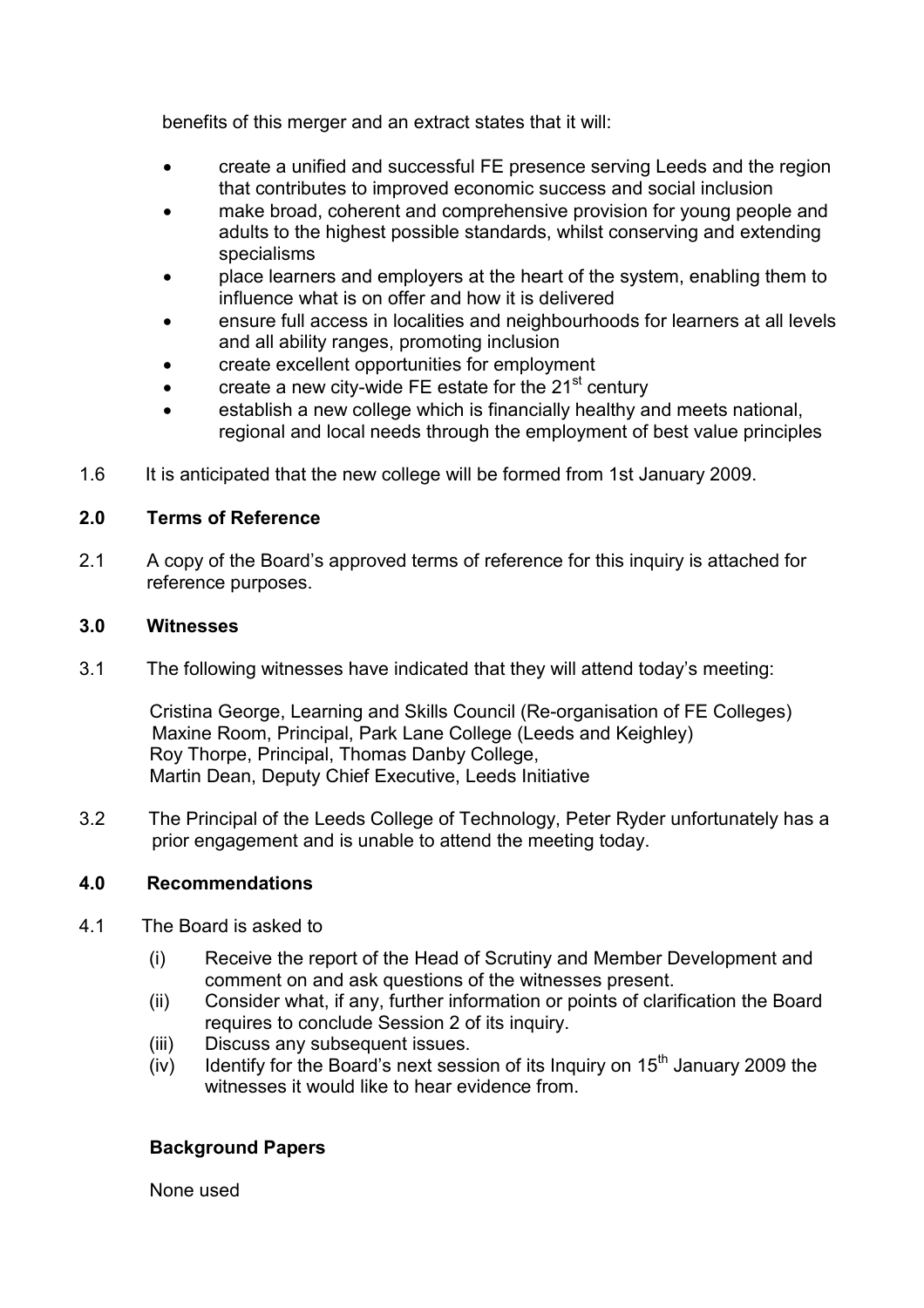benefits of this merger and an extract states that it will:

- create a unified and successful FE presence serving Leeds and the region that contributes to improved economic success and social inclusion
- make broad, coherent and comprehensive provision for young people and adults to the highest possible standards, whilst conserving and extending specialisms
- place learners and employers at the heart of the system, enabling them to influence what is on offer and how it is delivered
- ensure full access in localities and neighbourhoods for learners at all levels and all ability ranges, promoting inclusion
- create excellent opportunities for employment
- create a new city-wide FE estate for the 21st century
- establish a new college which is financially healthy and meets national, regional and local needs through the employment of best value principles

1.6 It is anticipated that the new college will be formed from 1st January 2009.

## 2.0 Terms of Reference

2.1 A copy of the Board's approved terms of reference for this inquiry is attached for reference purposes.

## 3.0 Witnesses

3.1 The following witnesses have indicated that they will attend today's meeting:

Cristina George, Learning and Skills Council (Re-organisation of FE Colleges)
Maxine Room, Principal, Park Lane College (Leeds and Keighley)
Roy Thorpe, Principal, Thomas Danby College,
Martin Dean, Deputy Chief Executive, Leeds Initiative

3.2 The Principal of the Leeds College of Technology, Peter Ryder unfortunately has a prior engagement and is unable to attend the meeting today.

## 4.0 Recommendations

4.1 The Board is asked to

(i) Receive the report of the Head of Scrutiny and Member Development and comment on and ask questions of the witnesses present.
(ii) Consider what, if any, further information or points of clarification the Board requires to conclude Session 2 of its inquiry.
(iii) Discuss any subsequent issues.
(iv) Identify for the Board's next session of its Inquiry on 15th January 2009 the witnesses it would like to hear evidence from.

**Background Papers**

None used